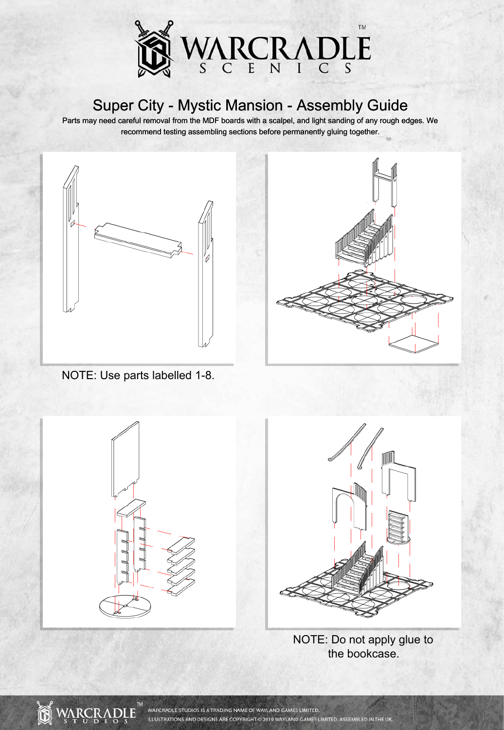# Super City - Mystic Mansion - Assembly Guide

Parts may need careful removal from the MDF boards with a scalpel, and light sanding of any rough edges. We recommend testing assembling sections before permanently gluing together.

NOTE: Use parts labelled 1-8.

NOTE: Do not apply glue to the bookcase.

WARCRADLE STUDIOS IS A TRADING NAME OF WAYLAND GAMES LIMITED.
ILLUSTRATIONS AND DESIGNS ARE COPYRIGHT © 2019 WAYLAND GAMES LIMITED. ASSEMBLED IN THE UK.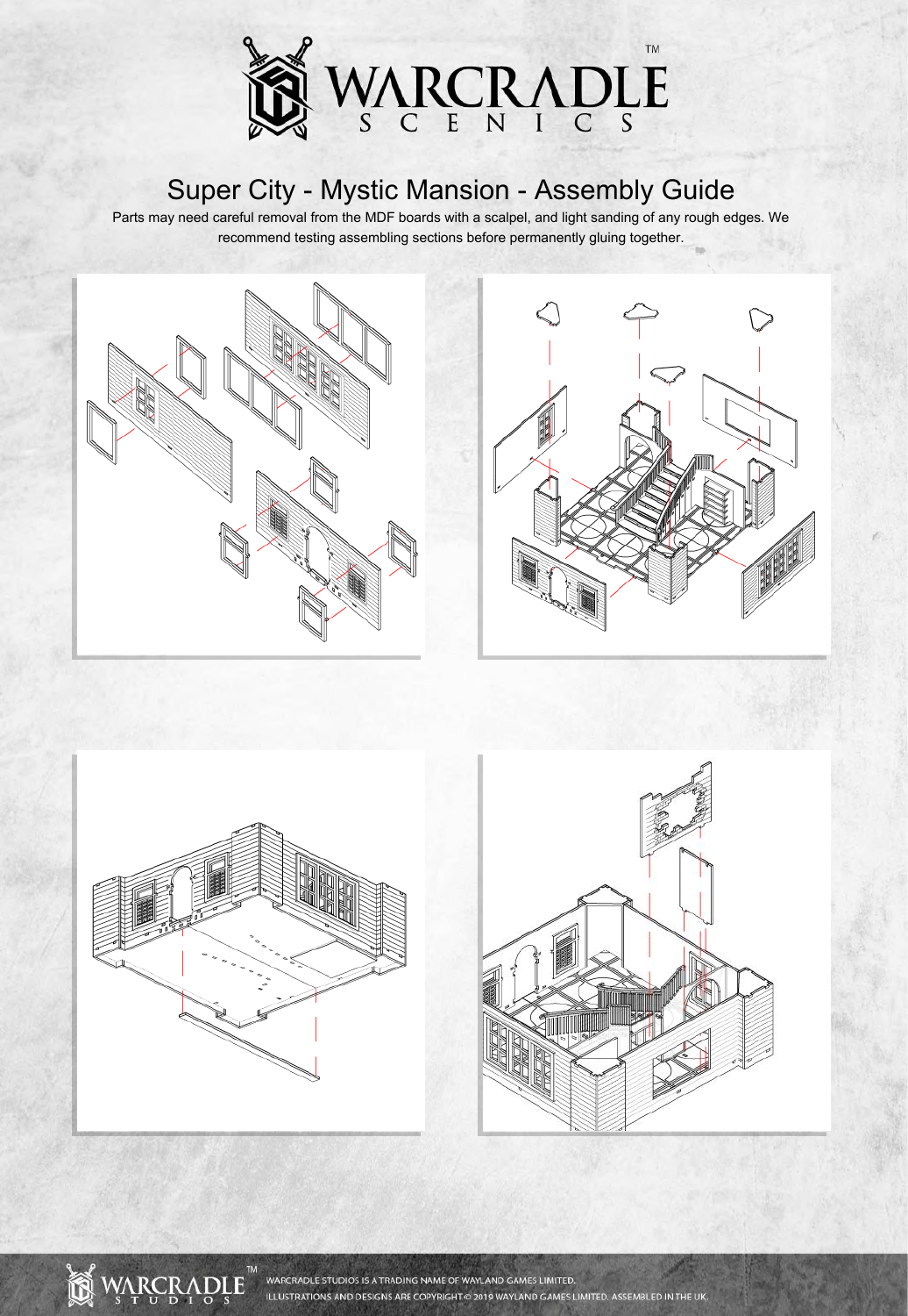# Super City - Mystic Mansion - Assembly Guide

Parts may need careful removal from the MDF boards with a scalpel, and light sanding of any rough edges. We recommend testing assembling sections before permanently gluing together.

WARCRADLE STUDIOS IS A TRADING NAME OF WAYLAND GAMES LIMITED.
ILLUSTRATIONS AND DESIGNS ARE COPYRIGHT © 2019 WAYLAND GAMES LIMITED. ASSEMBLED IN THE UK.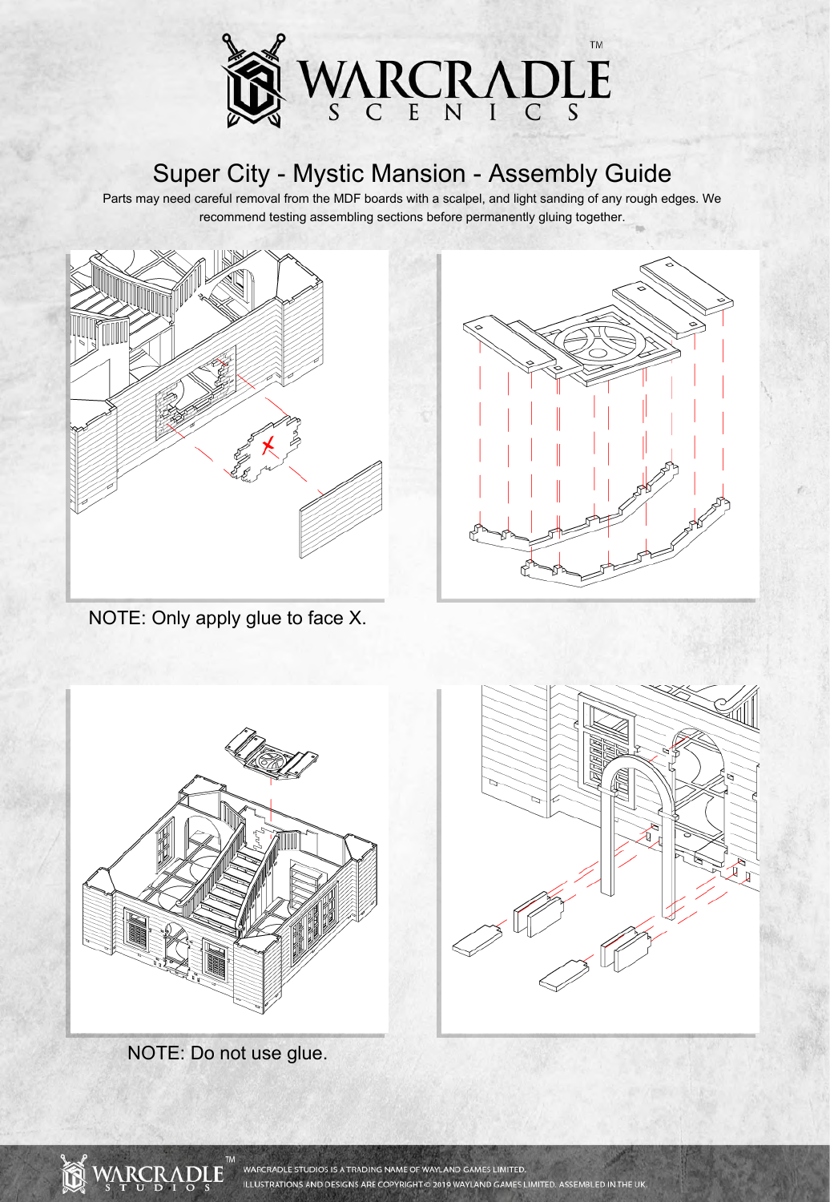# Super City - Mystic Mansion - Assembly Guide

Parts may need careful removal from the MDF boards with a scalpel, and light sanding of any rough edges. We recommend testing assembling sections before permanently gluing together.

NOTE: Only apply glue to face X.

NOTE: Do not use glue.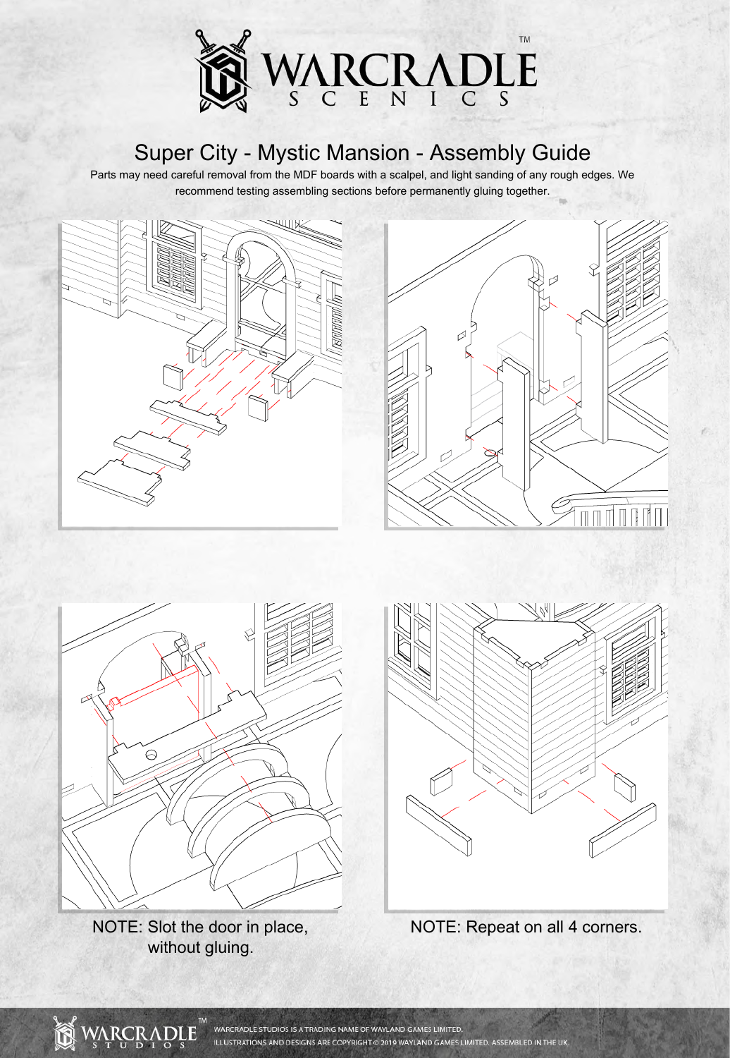# Super City - Mystic Mansion - Assembly Guide

Parts may need careful removal from the MDF boards with a scalpel, and light sanding of any rough edges. We recommend testing assembling sections before permanently gluing together.

NOTE: Slot the door in place, without gluing.

NOTE: Repeat on all 4 corners.

WARCRADLE STUDIOS IS A TRADING NAME OF WAYLAND GAMES LIMITED.
ILLUSTRATIONS AND DESIGNS ARE COPYRIGHT © 2019 WAYLAND GAMES LIMITED. ASSEMBLED IN THE UK.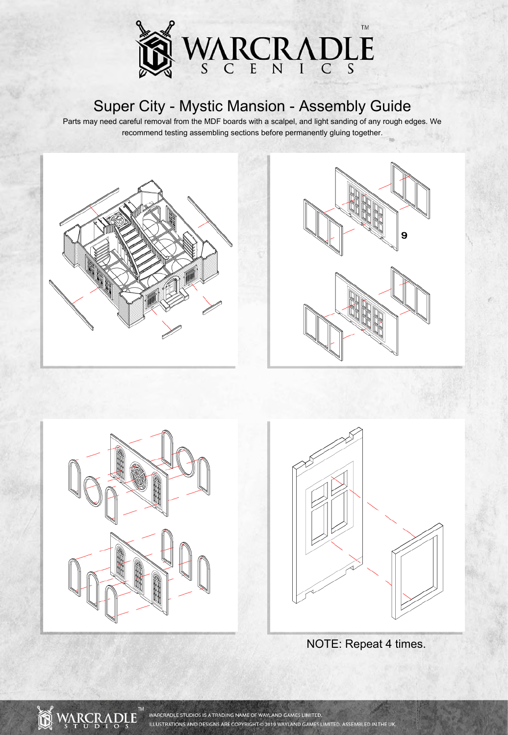# Super City - Mystic Mansion - Assembly Guide

Parts may need careful removal from the MDF boards with a scalpel, and light sanding of any rough edges. We recommend testing assembling sections before permanently gluing together.

9

NOTE: Repeat 4 times.

WARCRADLE STUDIOS IS A TRADING NAME OF WAYLAND GAMES LIMITED.
ILLUSTRATIONS AND DESIGNS ARE COPYRIGHT © 2019 WAYLAND GAMES LIMITED. ASSEMBLED IN THE UK.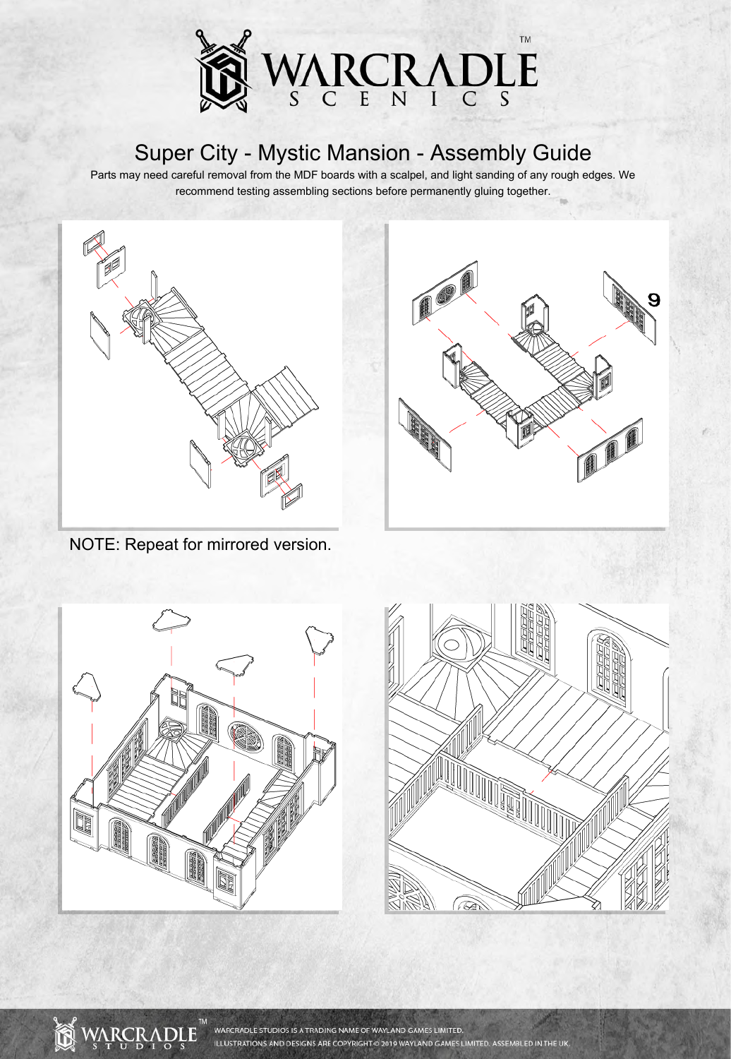# Super City - Mystic Mansion - Assembly Guide

Parts may need careful removal from the MDF boards with a scalpel, and light sanding of any rough edges. We recommend testing assembling sections before permanently gluing together.

9

NOTE: Repeat for mirrored version.

WARCRADLE STUDIOS IS A TRADING NAME OF WAYLAND GAMES LIMITED.
ILLUSTRATIONS AND DESIGNS ARE COPYRIGHT © 2019 WAYLAND GAMES LIMITED. ASSEMBLED IN THE UK.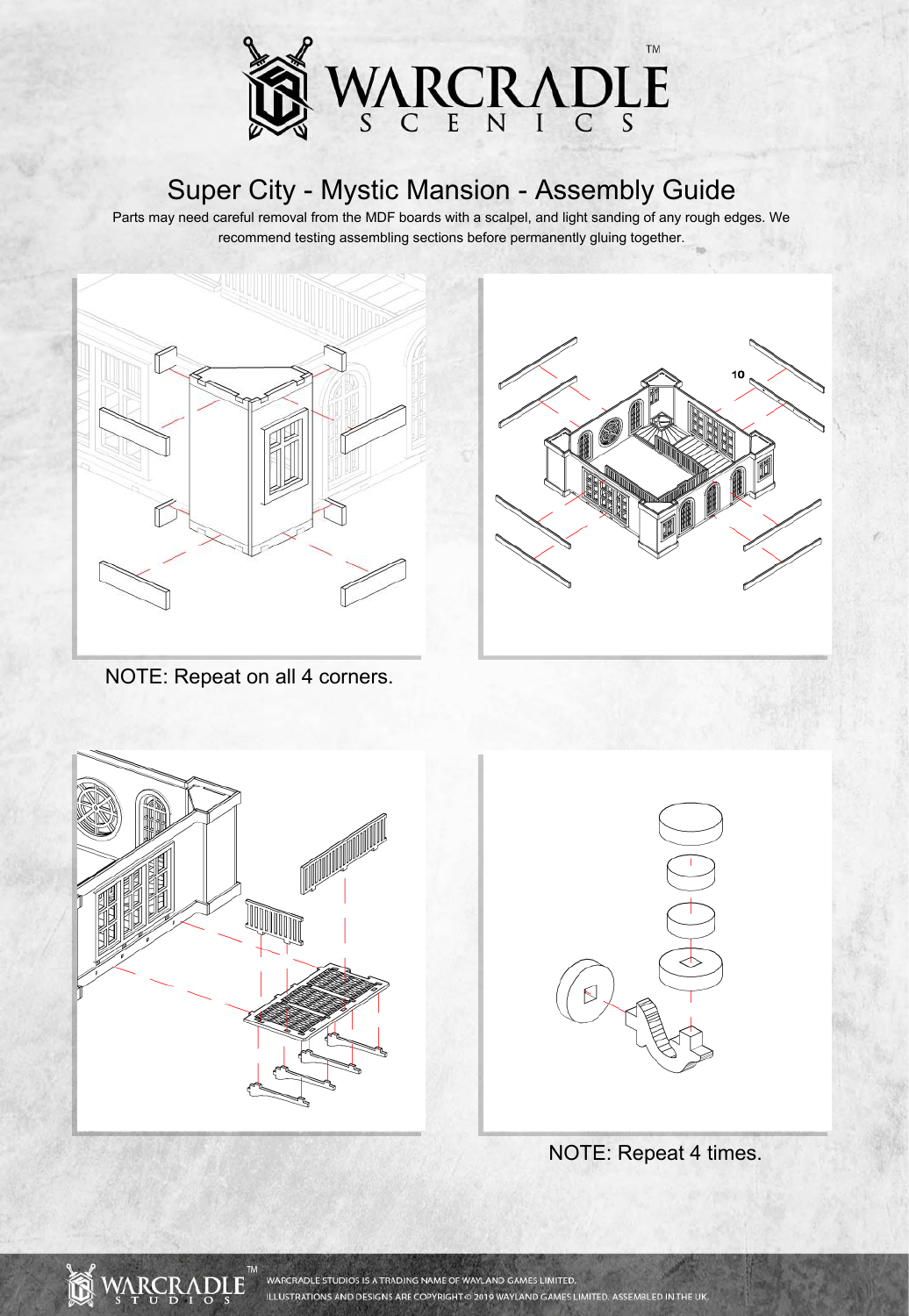# Super City - Mystic Mansion - Assembly Guide

Parts may need careful removal from the MDF boards with a scalpel, and light sanding of any rough edges. We recommend testing assembling sections before permanently gluing together.

NOTE: Repeat on all 4 corners.

NOTE: Repeat 4 times.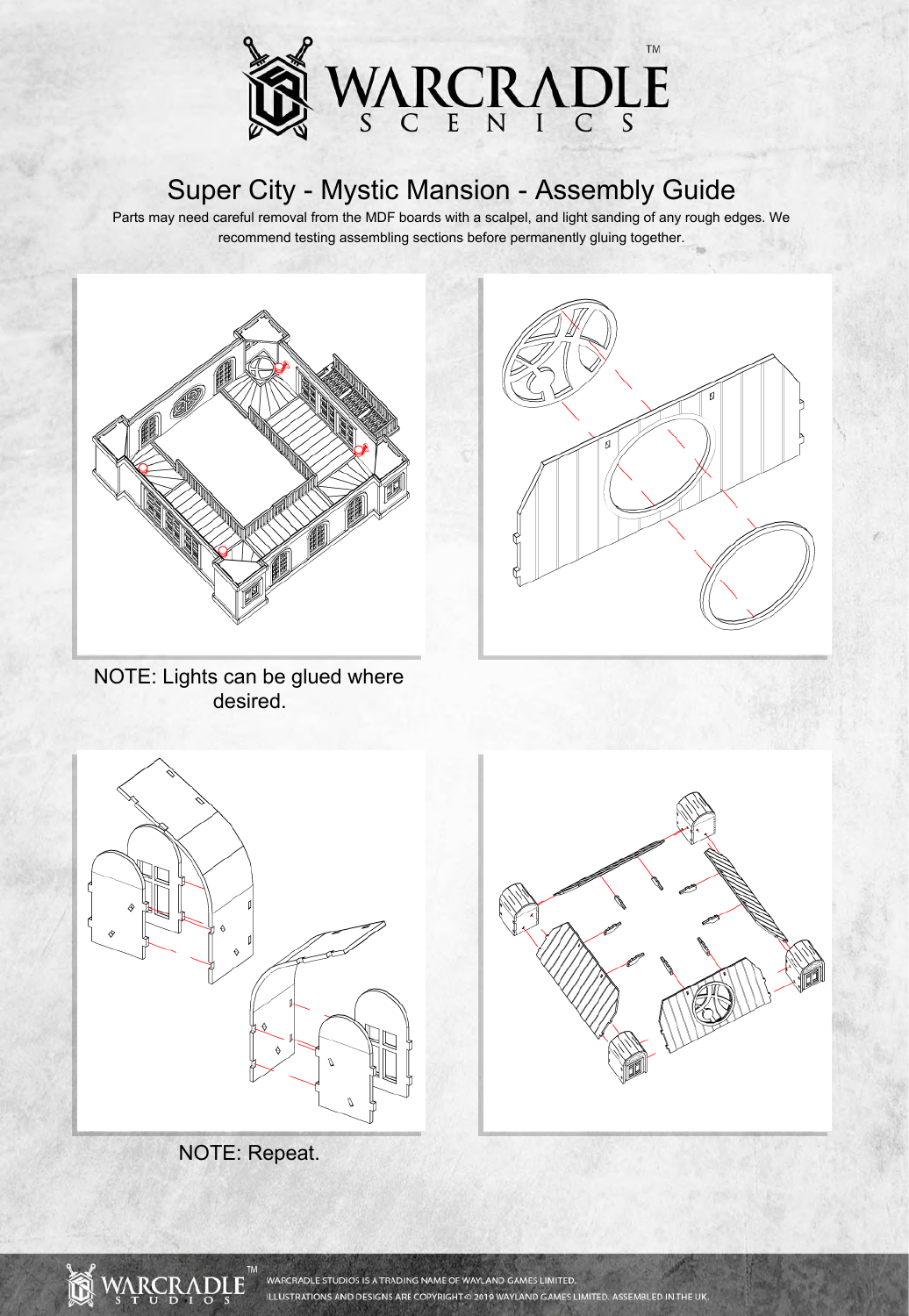# Super City - Mystic Mansion - Assembly Guide

Parts may need careful removal from the MDF boards with a scalpel, and light sanding of any rough edges. We recommend testing assembling sections before permanently gluing together.

NOTE: Lights can be glued where desired.

NOTE: Repeat.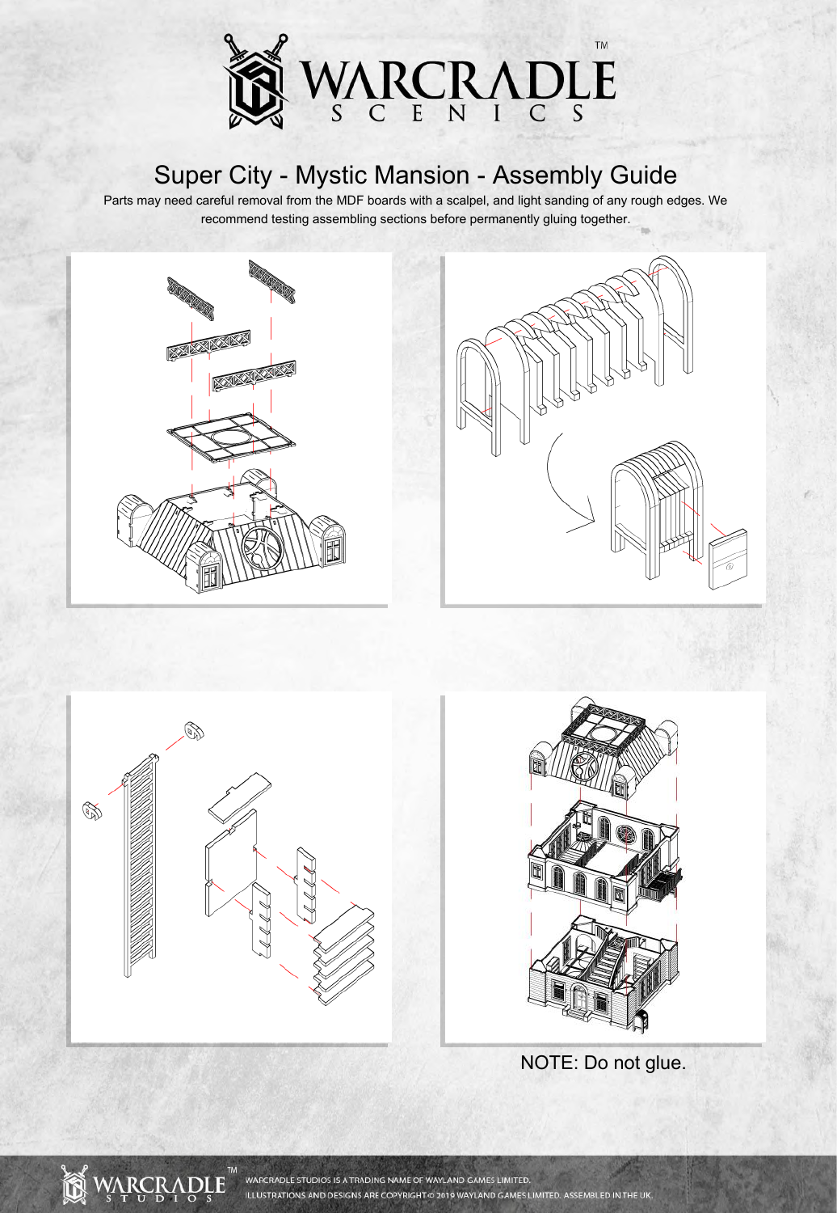# Super City - Mystic Mansion - Assembly Guide

Parts may need careful removal from the MDF boards with a scalpel, and light sanding of any rough edges. We recommend testing assembling sections before permanently gluing together.

NOTE: Do not glue.

WARCRADLE STUDIOS IS A TRADING NAME OF WAYLAND GAMES LIMITED.
ILLUSTRATIONS AND DESIGNS ARE COPYRIGHT © 2019 WAYLAND GAMES LIMITED. ASSEMBLED IN THE UK.